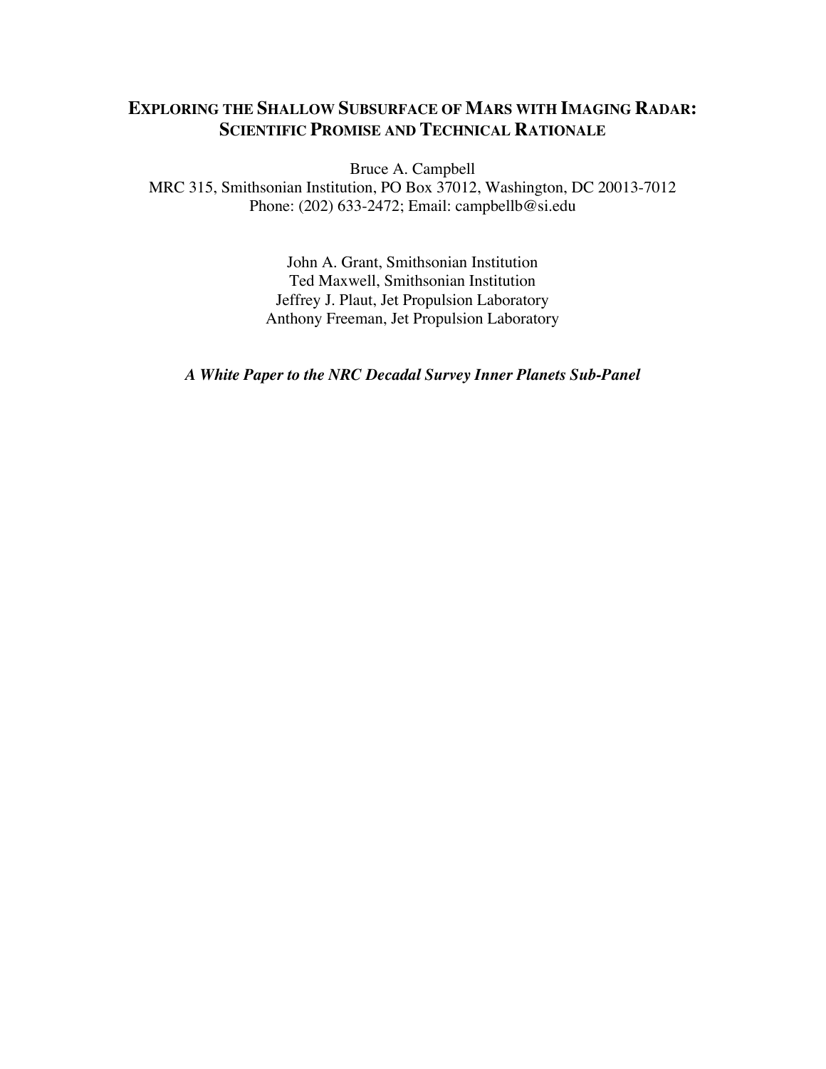# EXPLORING THE SHALLOW SUBSURFACE OF MARS WITH IMAGING RADAR: SCIENTIFIC PROMISE AND TECHNICAL RATIONALE

Bruce A. Campbell
MRC 315, Smithsonian Institution, PO Box 37012, Washington, DC 20013-7012
Phone: (202) 633-2472; Email: campbellb@si.edu

John A. Grant, Smithsonian Institution
Ted Maxwell, Smithsonian Institution
Jeffrey J. Plaut, Jet Propulsion Laboratory
Anthony Freeman, Jet Propulsion Laboratory

***A White Paper to the NRC Decadal Survey Inner Planets Sub-Panel***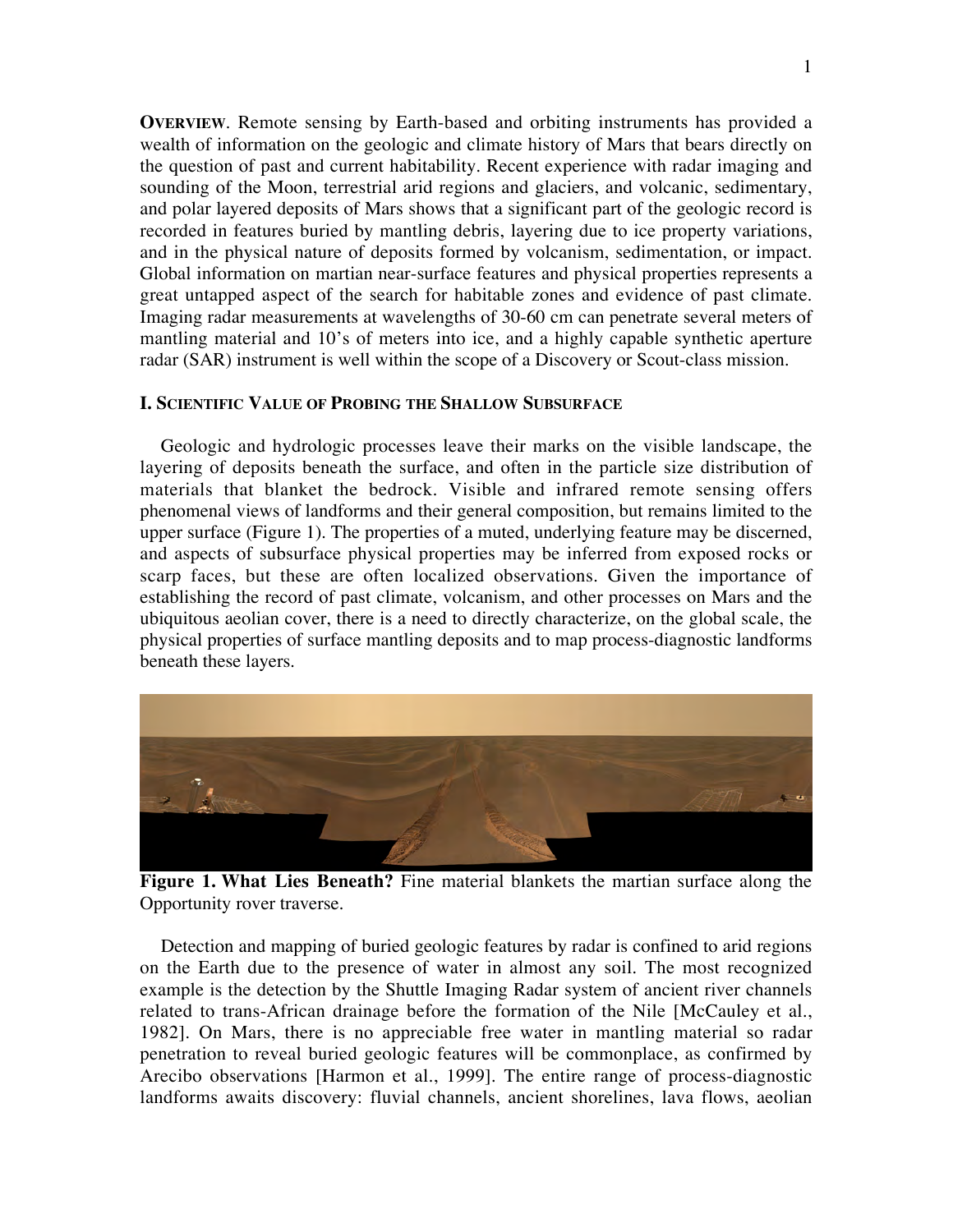**OVERVIEW**. Remote sensing by Earth-based and orbiting instruments has provided a wealth of information on the geologic and climate history of Mars that bears directly on the question of past and current habitability. Recent experience with radar imaging and sounding of the Moon, terrestrial arid regions and glaciers, and volcanic, sedimentary, and polar layered deposits of Mars shows that a significant part of the geologic record is recorded in features buried by mantling debris, layering due to ice property variations, and in the physical nature of deposits formed by volcanism, sedimentation, or impact. Global information on martian near-surface features and physical properties represents a great untapped aspect of the search for habitable zones and evidence of past climate. Imaging radar measurements at wavelengths of 30-60 cm can penetrate several meters of mantling material and 10's of meters into ice, and a highly capable synthetic aperture radar (SAR) instrument is well within the scope of a Discovery or Scout-class mission.

## I. SCIENTIFIC VALUE OF PROBING THE SHALLOW SUBSURFACE

Geologic and hydrologic processes leave their marks on the visible landscape, the layering of deposits beneath the surface, and often in the particle size distribution of materials that blanket the bedrock. Visible and infrared remote sensing offers phenomenal views of landforms and their general composition, but remains limited to the upper surface (Figure 1). The properties of a muted, underlying feature may be discerned, and aspects of subsurface physical properties may be inferred from exposed rocks or scarp faces, but these are often localized observations. Given the importance of establishing the record of past climate, volcanism, and other processes on Mars and the ubiquitous aeolian cover, there is a need to directly characterize, on the global scale, the physical properties of surface mantling deposits and to map process-diagnostic landforms beneath these layers.

**Figure 1. What Lies Beneath?** Fine material blankets the martian surface along the Opportunity rover traverse.

Detection and mapping of buried geologic features by radar is confined to arid regions on the Earth due to the presence of water in almost any soil. The most recognized example is the detection by the Shuttle Imaging Radar system of ancient river channels related to trans-African drainage before the formation of the Nile [McCauley et al., 1982]. On Mars, there is no appreciable free water in mantling material so radar penetration to reveal buried geologic features will be commonplace, as confirmed by Arecibo observations [Harmon et al., 1999]. The entire range of process-diagnostic landforms awaits discovery: fluvial channels, ancient shorelines, lava flows, aeolian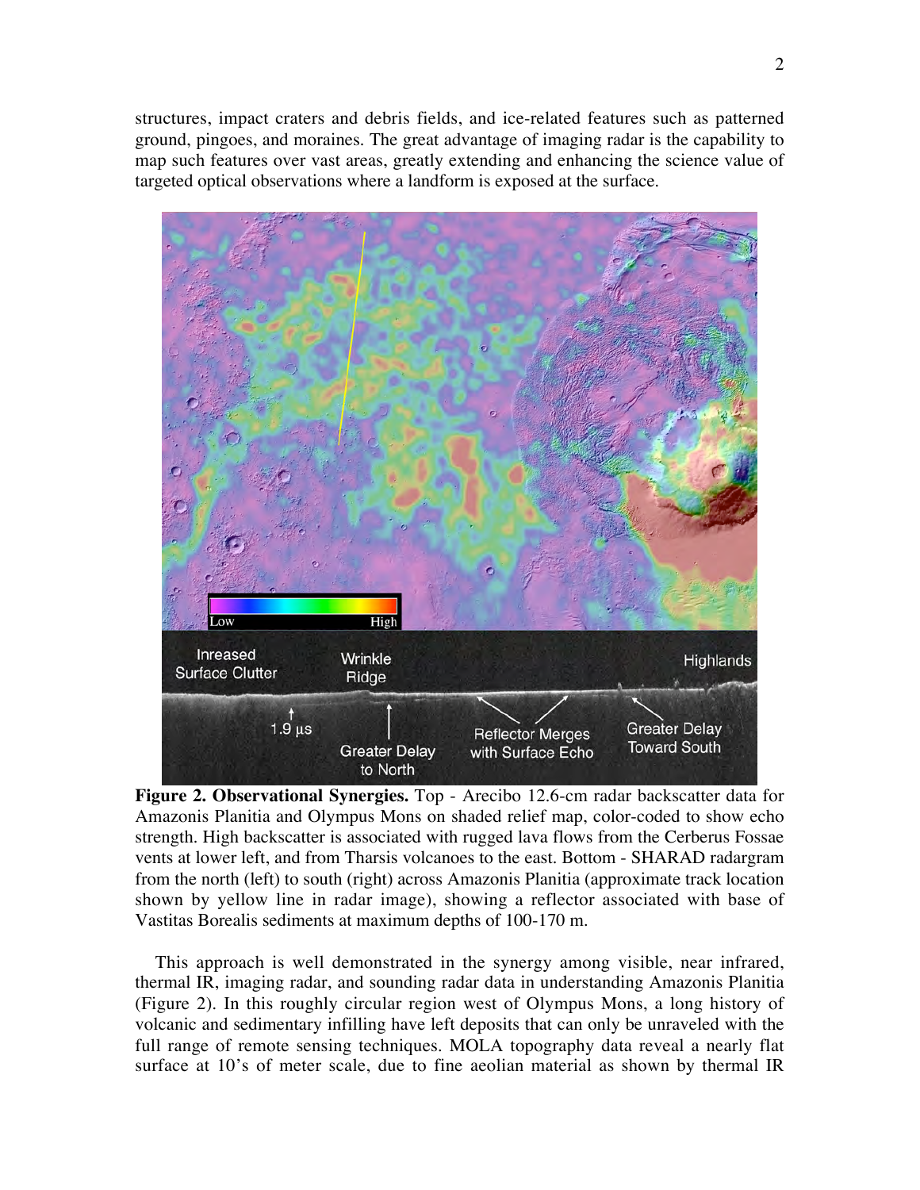structures, impact craters and debris fields, and ice-related features such as patterned ground, pingoes, and moraines. The great advantage of imaging radar is the capability to map such features over vast areas, greatly extending and enhancing the science value of targeted optical observations where a landform is exposed at the surface.

**Figure 2. Observational Synergies.** Top - Arecibo 12.6-cm radar backscatter data for Amazonis Planitia and Olympus Mons on shaded relief map, color-coded to show echo strength. High backscatter is associated with rugged lava flows from the Cerberus Fossae vents at lower left, and from Tharsis volcanoes to the east. Bottom - SHARAD radargram from the north (left) to south (right) across Amazonis Planitia (approximate track location shown by yellow line in radar image), showing a reflector associated with base of Vastitas Borealis sediments at maximum depths of 100-170 m.

This approach is well demonstrated in the synergy among visible, near infrared, thermal IR, imaging radar, and sounding radar data in understanding Amazonis Planitia (Figure 2). In this roughly circular region west of Olympus Mons, a long history of volcanic and sedimentary infilling have left deposits that can only be unraveled with the full range of remote sensing techniques. MOLA topography data reveal a nearly flat surface at 10's of meter scale, due to fine aeolian material as shown by thermal IR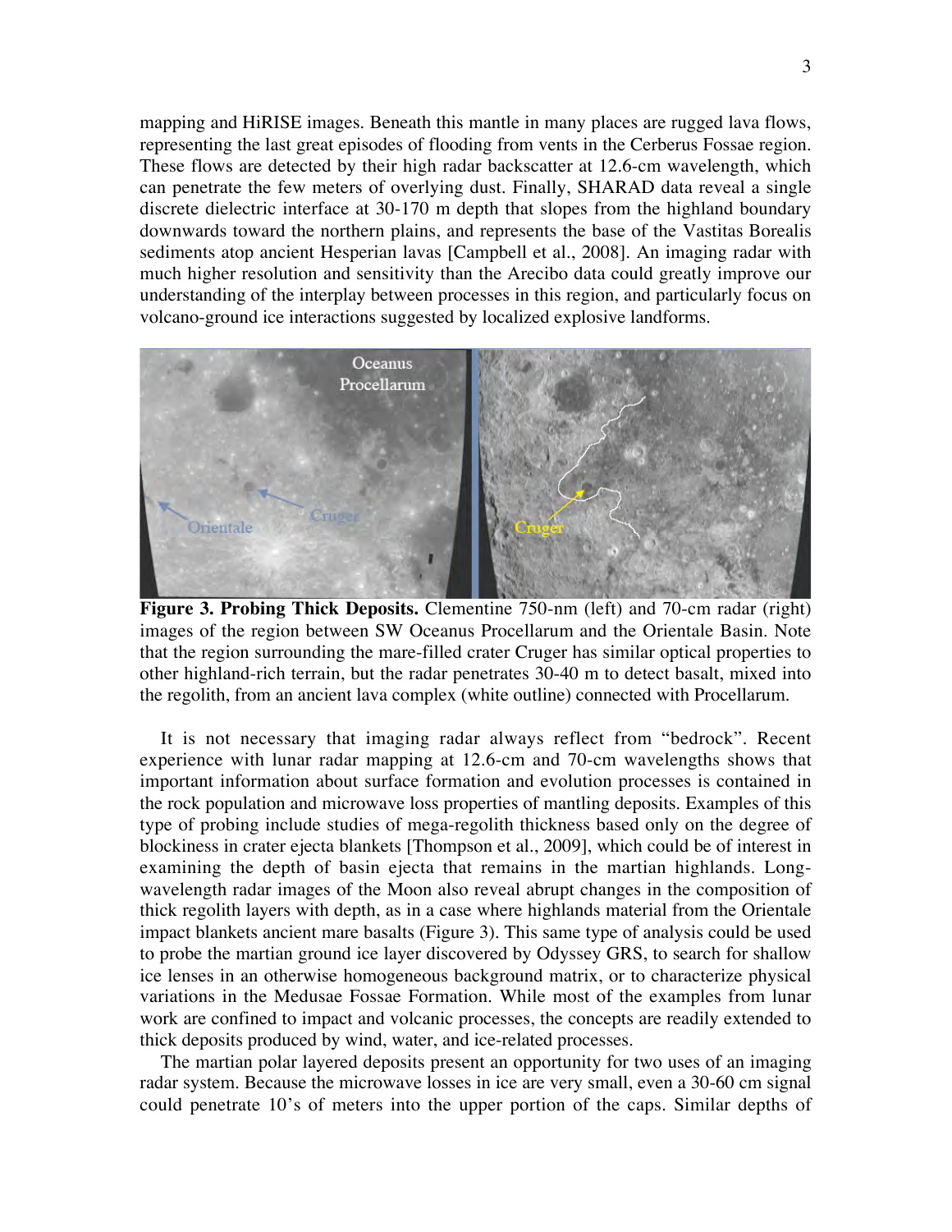mapping and HiRISE images. Beneath this mantle in many places are rugged lava flows, representing the last great episodes of flooding from vents in the Cerberus Fossae region. These flows are detected by their high radar backscatter at 12.6-cm wavelength, which can penetrate the few meters of overlying dust. Finally, SHARAD data reveal a single discrete dielectric interface at 30-170 m depth that slopes from the highland boundary downwards toward the northern plains, and represents the base of the Vastitas Borealis sediments atop ancient Hesperian lavas [Campbell et al., 2008]. An imaging radar with much higher resolution and sensitivity than the Arecibo data could greatly improve our understanding of the interplay between processes in this region, and particularly focus on volcano-ground ice interactions suggested by localized explosive landforms.

**Figure 3. Probing Thick Deposits.** Clementine 750-nm (left) and 70-cm radar (right) images of the region between SW Oceanus Procellarum and the Orientale Basin. Note that the region surrounding the mare-filled crater Cruger has similar optical properties to other highland-rich terrain, but the radar penetrates 30-40 m to detect basalt, mixed into the regolith, from an ancient lava complex (white outline) connected with Procellarum.

It is not necessary that imaging radar always reflect from "bedrock". Recent experience with lunar radar mapping at 12.6-cm and 70-cm wavelengths shows that important information about surface formation and evolution processes is contained in the rock population and microwave loss properties of mantling deposits. Examples of this type of probing include studies of mega-regolith thickness based only on the degree of blockiness in crater ejecta blankets [Thompson et al., 2009], which could be of interest in examining the depth of basin ejecta that remains in the martian highlands. Long-wavelength radar images of the Moon also reveal abrupt changes in the composition of thick regolith layers with depth, as in a case where highlands material from the Orientale impact blankets ancient mare basalts (Figure 3). This same type of analysis could be used to probe the martian ground ice layer discovered by Odyssey GRS, to search for shallow ice lenses in an otherwise homogeneous background matrix, or to characterize physical variations in the Medusae Fossae Formation. While most of the examples from lunar work are confined to impact and volcanic processes, the concepts are readily extended to thick deposits produced by wind, water, and ice-related processes.

The martian polar layered deposits present an opportunity for two uses of an imaging radar system. Because the microwave losses in ice are very small, even a 30-60 cm signal could penetrate 10's of meters into the upper portion of the caps. Similar depths of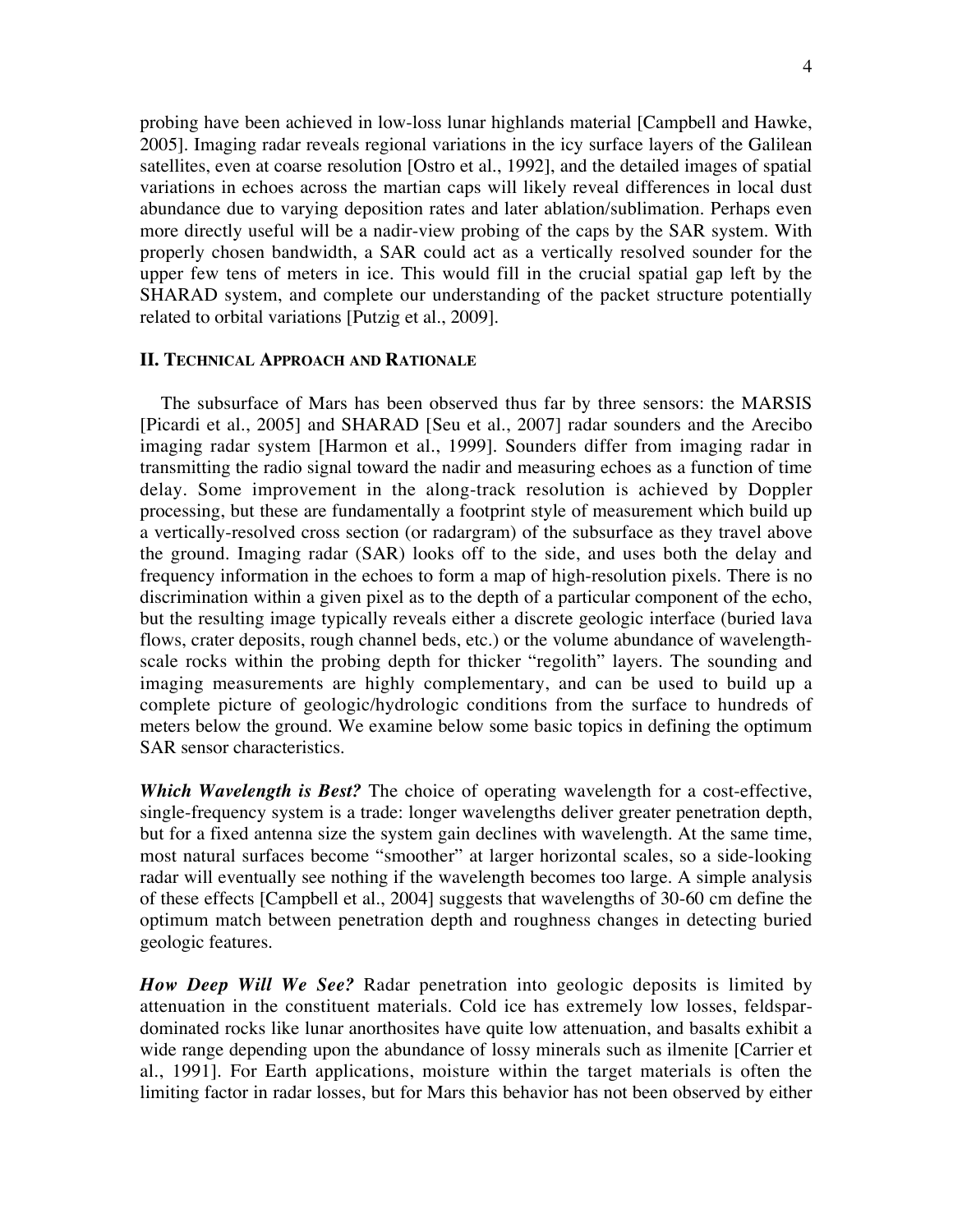probing have been achieved in low-loss lunar highlands material [Campbell and Hawke, 2005]. Imaging radar reveals regional variations in the icy surface layers of the Galilean satellites, even at coarse resolution [Ostro et al., 1992], and the detailed images of spatial variations in echoes across the martian caps will likely reveal differences in local dust abundance due to varying deposition rates and later ablation/sublimation. Perhaps even more directly useful will be a nadir-view probing of the caps by the SAR system. With properly chosen bandwidth, a SAR could act as a vertically resolved sounder for the upper few tens of meters in ice. This would fill in the crucial spatial gap left by the SHARAD system, and complete our understanding of the packet structure potentially related to orbital variations [Putzig et al., 2009].

## II. Technical Approach and Rationale

The subsurface of Mars has been observed thus far by three sensors: the MARSIS [Picardi et al., 2005] and SHARAD [Seu et al., 2007] radar sounders and the Arecibo imaging radar system [Harmon et al., 1999]. Sounders differ from imaging radar in transmitting the radio signal toward the nadir and measuring echoes as a function of time delay. Some improvement in the along-track resolution is achieved by Doppler processing, but these are fundamentally a footprint style of measurement which build up a vertically-resolved cross section (or radargram) of the subsurface as they travel above the ground. Imaging radar (SAR) looks off to the side, and uses both the delay and frequency information in the echoes to form a map of high-resolution pixels. There is no discrimination within a given pixel as to the depth of a particular component of the echo, but the resulting image typically reveals either a discrete geologic interface (buried lava flows, crater deposits, rough channel beds, etc.) or the volume abundance of wavelength-scale rocks within the probing depth for thicker "regolith" layers. The sounding and imaging measurements are highly complementary, and can be used to build up a complete picture of geologic/hydrologic conditions from the surface to hundreds of meters below the ground. We examine below some basic topics in defining the optimum SAR sensor characteristics.

***Which Wavelength is Best?*** The choice of operating wavelength for a cost-effective, single-frequency system is a trade: longer wavelengths deliver greater penetration depth, but for a fixed antenna size the system gain declines with wavelength. At the same time, most natural surfaces become "smoother" at larger horizontal scales, so a side-looking radar will eventually see nothing if the wavelength becomes too large. A simple analysis of these effects [Campbell et al., 2004] suggests that wavelengths of 30-60 cm define the optimum match between penetration depth and roughness changes in detecting buried geologic features.

***How Deep Will We See?*** Radar penetration into geologic deposits is limited by attenuation in the constituent materials. Cold ice has extremely low losses, feldspar-dominated rocks like lunar anorthosites have quite low attenuation, and basalts exhibit a wide range depending upon the abundance of lossy minerals such as ilmenite [Carrier et al., 1991]. For Earth applications, moisture within the target materials is often the limiting factor in radar losses, but for Mars this behavior has not been observed by either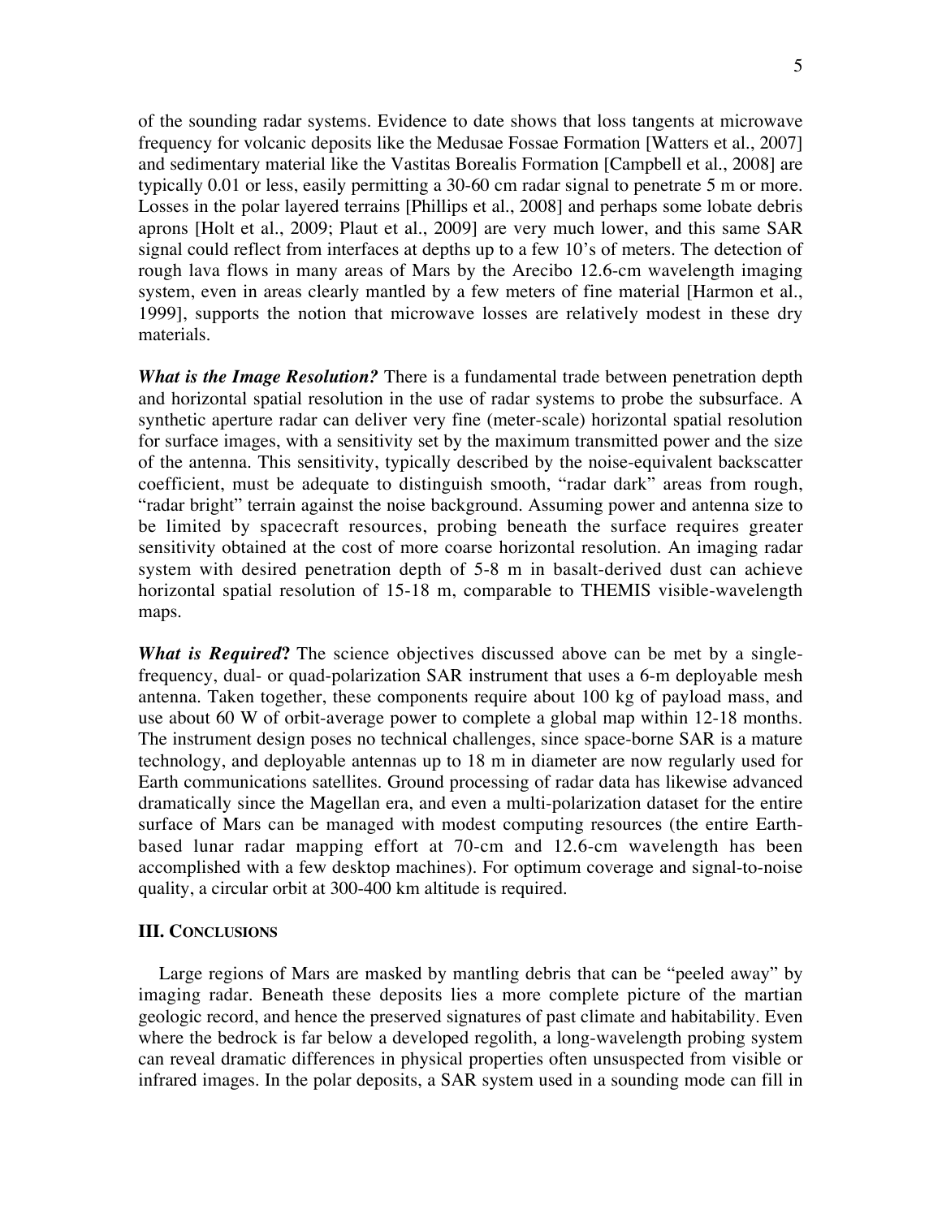of the sounding radar systems. Evidence to date shows that loss tangents at microwave frequency for volcanic deposits like the Medusae Fossae Formation [Watters et al., 2007] and sedimentary material like the Vastitas Borealis Formation [Campbell et al., 2008] are typically 0.01 or less, easily permitting a 30-60 cm radar signal to penetrate 5 m or more. Losses in the polar layered terrains [Phillips et al., 2008] and perhaps some lobate debris aprons [Holt et al., 2009; Plaut et al., 2009] are very much lower, and this same SAR signal could reflect from interfaces at depths up to a few 10's of meters. The detection of rough lava flows in many areas of Mars by the Arecibo 12.6-cm wavelength imaging system, even in areas clearly mantled by a few meters of fine material [Harmon et al., 1999], supports the notion that microwave losses are relatively modest in these dry materials.

***What is the Image Resolution?*** There is a fundamental trade between penetration depth and horizontal spatial resolution in the use of radar systems to probe the subsurface. A synthetic aperture radar can deliver very fine (meter-scale) horizontal spatial resolution for surface images, with a sensitivity set by the maximum transmitted power and the size of the antenna. This sensitivity, typically described by the noise-equivalent backscatter coefficient, must be adequate to distinguish smooth, "radar dark" areas from rough, "radar bright" terrain against the noise background. Assuming power and antenna size to be limited by spacecraft resources, probing beneath the surface requires greater sensitivity obtained at the cost of more coarse horizontal resolution. An imaging radar system with desired penetration depth of 5-8 m in basalt-derived dust can achieve horizontal spatial resolution of 15-18 m, comparable to THEMIS visible-wavelength maps.

***What is Required?*** The science objectives discussed above can be met by a single-frequency, dual- or quad-polarization SAR instrument that uses a 6-m deployable mesh antenna. Taken together, these components require about 100 kg of payload mass, and use about 60 W of orbit-average power to complete a global map within 12-18 months. The instrument design poses no technical challenges, since space-borne SAR is a mature technology, and deployable antennas up to 18 m in diameter are now regularly used for Earth communications satellites. Ground processing of radar data has likewise advanced dramatically since the Magellan era, and even a multi-polarization dataset for the entire surface of Mars can be managed with modest computing resources (the entire Earth-based lunar radar mapping effort at 70-cm and 12.6-cm wavelength has been accomplished with a few desktop machines). For optimum coverage and signal-to-noise quality, a circular orbit at 300-400 km altitude is required.

### III. Conclusions

Large regions of Mars are masked by mantling debris that can be "peeled away" by imaging radar. Beneath these deposits lies a more complete picture of the martian geologic record, and hence the preserved signatures of past climate and habitability. Even where the bedrock is far below a developed regolith, a long-wavelength probing system can reveal dramatic differences in physical properties often unsuspected from visible or infrared images. In the polar deposits, a SAR system used in a sounding mode can fill in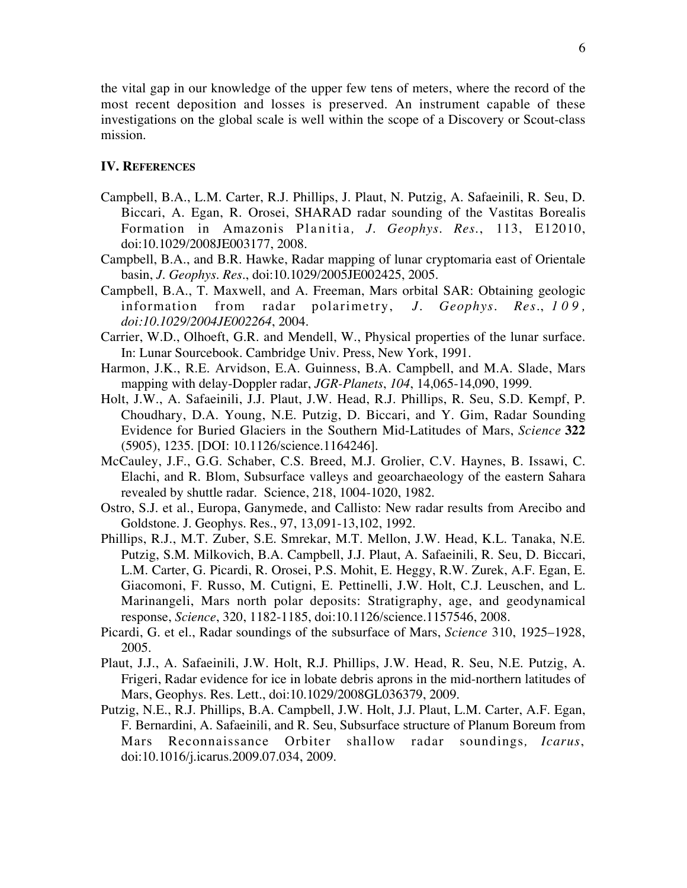the vital gap in our knowledge of the upper few tens of meters, where the record of the most recent deposition and losses is preserved. An instrument capable of these investigations on the global scale is well within the scope of a Discovery or Scout-class mission.

### IV. References

Campbell, B.A., L.M. Carter, R.J. Phillips, J. Plaut, N. Putzig, A. Safaeinili, R. Seu, D. Biccari, A. Egan, R. Orosei, SHARAD radar sounding of the Vastitas Borealis Formation in Amazonis Planitia, *J. Geophys. Res.*, 113, E12010, doi:10.1029/2008JE003177, 2008.

Campbell, B.A., and B.R. Hawke, Radar mapping of lunar cryptomaria east of Orientale basin, *J. Geophys. Res.*, doi:10.1029/2005JE002425, 2005.

Campbell, B.A., T. Maxwell, and A. Freeman, Mars orbital SAR: Obtaining geologic information from radar polarimetry, *J. Geophys. Res., 109, doi:10.1029/2004JE002264*, 2004.

Carrier, W.D., Olhoeft, G.R. and Mendell, W., Physical properties of the lunar surface. In: Lunar Sourcebook. Cambridge Univ. Press, New York, 1991.

Harmon, J.K., R.E. Arvidson, E.A. Guinness, B.A. Campbell, and M.A. Slade, Mars mapping with delay-Doppler radar, *JGR-Planets*, *104*, 14,065-14,090, 1999.

Holt, J.W., A. Safaeinili, J.J. Plaut, J.W. Head, R.J. Phillips, R. Seu, S.D. Kempf, P. Choudhary, D.A. Young, N.E. Putzig, D. Biccari, and Y. Gim, Radar Sounding Evidence for Buried Glaciers in the Southern Mid-Latitudes of Mars, *Science* **322** (5905), 1235. [DOI: 10.1126/science.1164246].

McCauley, J.F., G.G. Schaber, C.S. Breed, M.J. Grolier, C.V. Haynes, B. Issawi, C. Elachi, and R. Blom, Subsurface valleys and geoarchaeology of the eastern Sahara revealed by shuttle radar. Science, 218, 1004-1020, 1982.

Ostro, S.J. et al., Europa, Ganymede, and Callisto: New radar results from Arecibo and Goldstone. J. Geophys. Res., 97, 13,091-13,102, 1992.

Phillips, R.J., M.T. Zuber, S.E. Smrekar, M.T. Mellon, J.W. Head, K.L. Tanaka, N.E. Putzig, S.M. Milkovich, B.A. Campbell, J.J. Plaut, A. Safaeinili, R. Seu, D. Biccari, L.M. Carter, G. Picardi, R. Orosei, P.S. Mohit, E. Heggy, R.W. Zurek, A.F. Egan, E. Giacomoni, F. Russo, M. Cutigni, E. Pettinelli, J.W. Holt, C.J. Leuschen, and L. Marinangeli, Mars north polar deposits: Stratigraphy, age, and geodynamical response, *Science*, 320, 1182-1185, doi:10.1126/science.1157546, 2008.

Picardi, G. et el., Radar soundings of the subsurface of Mars, *Science* 310, 1925–1928, 2005.

Plaut, J.J., A. Safaeinili, J.W. Holt, R.J. Phillips, J.W. Head, R. Seu, N.E. Putzig, A. Frigeri, Radar evidence for ice in lobate debris aprons in the mid-northern latitudes of Mars, Geophys. Res. Lett., doi:10.1029/2008GL036379, 2009.

Putzig, N.E., R.J. Phillips, B.A. Campbell, J.W. Holt, J.J. Plaut, L.M. Carter, A.F. Egan, F. Bernardini, A. Safaeinili, and R. Seu, Subsurface structure of Planum Boreum from Mars Reconnaissance Orbiter shallow radar soundings, *Icarus*, doi:10.1016/j.icarus.2009.07.034, 2009.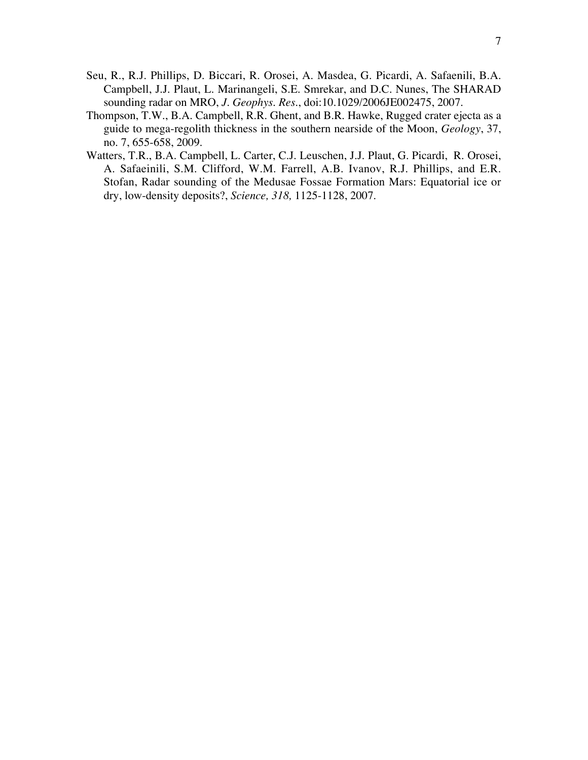Seu, R., R.J. Phillips, D. Biccari, R. Orosei, A. Masdea, G. Picardi, A. Safaenili, B.A. Campbell, J.J. Plaut, L. Marinangeli, S.E. Smrekar, and D.C. Nunes, The SHARAD sounding radar on MRO, *J. Geophys. Res.*, doi:10.1029/2006JE002475, 2007.

Thompson, T.W., B.A. Campbell, R.R. Ghent, and B.R. Hawke, Rugged crater ejecta as a guide to mega-regolith thickness in the southern nearside of the Moon, *Geology*, 37, no. 7, 655-658, 2009.

Watters, T.R., B.A. Campbell, L. Carter, C.J. Leuschen, J.J. Plaut, G. Picardi, R. Orosei, A. Safaeinili, S.M. Clifford, W.M. Farrell, A.B. Ivanov, R.J. Phillips, and E.R. Stofan, Radar sounding of the Medusae Fossae Formation Mars: Equatorial ice or dry, low-density deposits?, *Science, 318,* 1125-1128, 2007.